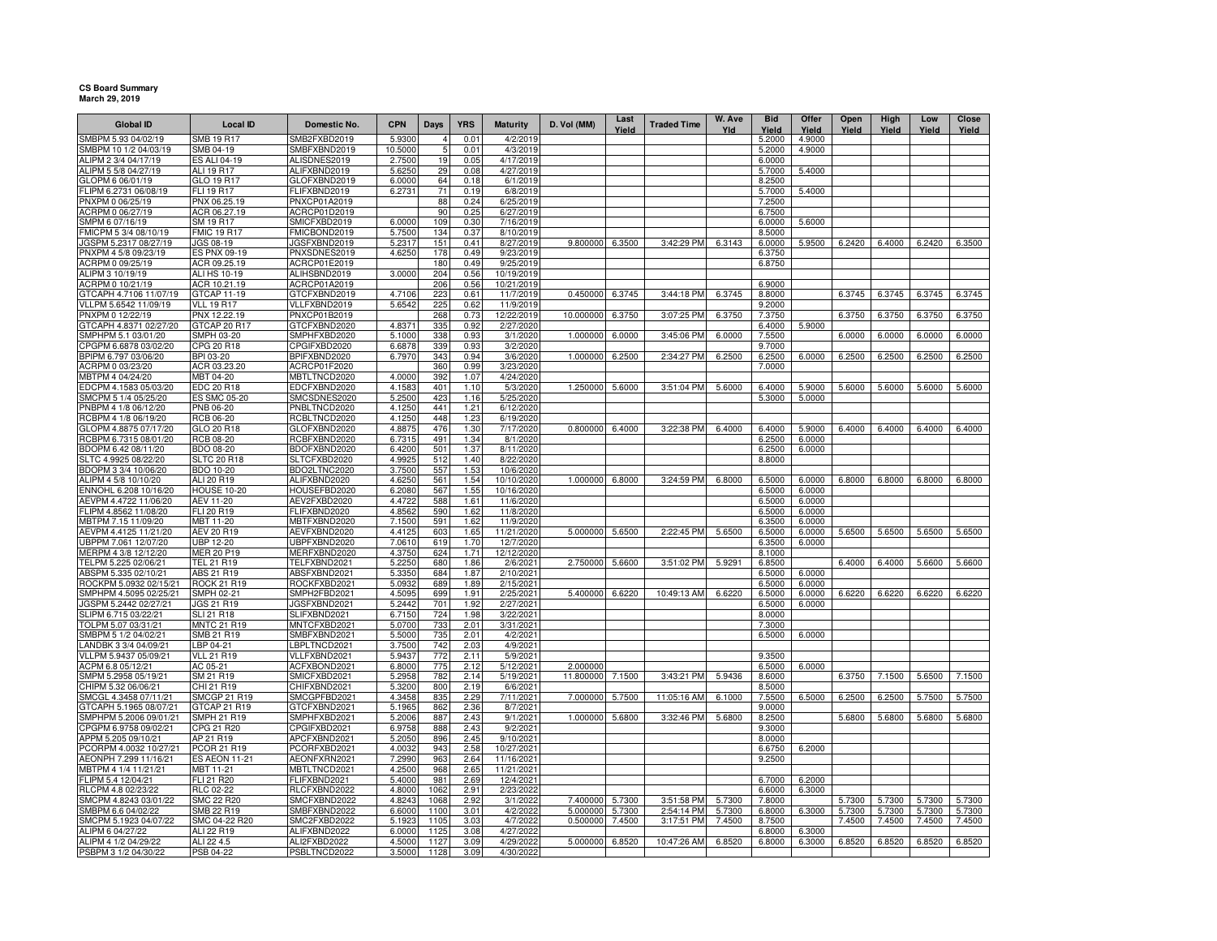**CS Board Summary**
**March 29, 2019**

| Global ID | Local ID | Domestic No. | CPN | Days | YRS | Maturity | D. Vol (MM) | Last Yield | Traded Time | W. Ave Yld | Bid Yield | Offer Yield | Open Yield | High Yield | Low Yield | Close Yield |
|---|---|---|---|---|---|---|---|---|---|---|---|---|---|---|---|---|
| SMBPM 5.93 04/02/19 | SMB 19 R17 | SMB2FXBD2019 | 5.9300 | 4 | 0.01 | 4/2/2019 | | | | | 5.2000 | 4.9000 | | | | |
| SMBPM 10 1/2 04/03/19 | SMB 04-19 | SMBFXBND2019 | 10.5000 | 5 | 0.01 | 4/3/2019 | | | | | 5.2000 | 4.9000 | | | | |
| ALIPM 2 3/4 04/17/19 | ES ALI 04-19 | ALISDNES2019 | 2.7500 | 19 | 0.05 | 4/17/2019 | | | | | 6.0000 | | | | | |
| ALIPM 5 5/8 04/27/19 | ALI 19 R17 | ALIFXBND2019 | 5.6250 | 29 | 0.08 | 4/27/2019 | | | | | 5.7000 | 5.4000 | | | | |
| GLOPM 6 06/01/19 | GLO 19 R17 | GLOFXBND2019 | 6.0000 | 64 | 0.18 | 6/1/2019 | | | | | 8.2500 | | | | | |
| FLIPM 6.2731 06/08/19 | FLI 19 R17 | FLIFXBND2019 | 6.2731 | 71 | 0.19 | 6/8/2019 | | | | | 5.7000 | 5.4000 | | | | |
| PNXPM 0 06/25/19 | PNX 06.25.19 | PNXCP01A2019 | | 88 | 0.24 | 6/25/2019 | | | | | 7.2500 | | | | | |
| ACRPM 0 06/27/19 | ACR 06.27.19 | ACRCP01D2019 | | 90 | 0.25 | 6/27/2019 | | | | | 6.7500 | | | | | |
| SMPM 6 07/16/19 | SM 19 R17 | SMICFXBD2019 | 6.0000 | 109 | 0.30 | 7/16/2019 | | | | | 6.0000 | 5.6000 | | | | |
| FMICPM 5 3/4 08/10/19 | FMIC 19 R17 | FMICBOND2019 | 5.7500 | 134 | 0.37 | 8/10/2019 | | | | | 8.5000 | | | | | |
| JGSPM 5.2317 08/27/19 | JGS 08-19 | JGSFXBND2019 | 5.2317 | 151 | 0.41 | 8/27/2019 | 9.800000 | 6.3500 | 3:42:29 PM | 6.3143 | 6.0000 | 5.9500 | 6.2420 | 6.4000 | 6.2420 | 6.3500 |
| PNXPM 4 5/8 09/23/19 | ES PNX 09-19 | PNXSDNES2019 | 4.6250 | 178 | 0.49 | 9/23/2019 | | | | | 6.3750 | | | | | |
| ACRPM 0 09/25/19 | ACR 09.25.19 | ACRCP01E2019 | | 180 | 0.49 | 9/25/2019 | | | | | 6.8750 | | | | | |
| ALIPM 3 10/19/19 | ALI HS 10-19 | ALIHSBND2019 | 3.0000 | 204 | 0.56 | 10/19/2019 | | | | | | | | | | |
| ACRPM 0 10/21/19 | ACR 10.21.19 | ACRCP01A2019 | | 206 | 0.56 | 10/21/2019 | | | | | 6.9000 | | | | | |
| GTCAPH 4.7106 11/07/19 | GTCAP 11-19 | GTCFXBND2019 | 4.7106 | 223 | 0.61 | 11/7/2019 | 0.450000 | 6.3745 | 3:44:18 PM | 6.3745 | 8.8000 | | 6.3745 | 6.3745 | 6.3745 | 6.3745 |
| VLLPM 5.6542 11/09/19 | VLL 19 R17 | VLLFXBND2019 | 5.6542 | 225 | 0.62 | 11/9/2019 | | | | | 9.2000 | | | | | |
| PNXPM 0 12/22/19 | PNX 12.22.19 | PNXCP01B2019 | | 268 | 0.73 | 12/22/2019 | 10.000000 | 6.3750 | 3:07:25 PM | 6.3750 | 7.3750 | | 6.3750 | 6.3750 | 6.3750 | 6.3750 |
| GTCAPH 4.8371 02/27/20 | GTCAP 20 R17 | GTCFXBND2020 | 4.8371 | 335 | 0.92 | 2/27/2020 | | | | | 6.4000 | 5.9000 | | | | |
| SMPHPM 5.1 03/01/20 | SMPH 03-20 | SMPHFXBD2020 | 5.1000 | 338 | 0.93 | 3/1/2020 | 1.000000 | 6.0000 | 3:45:06 PM | 6.0000 | 7.5500 | | 6.0000 | 6.0000 | 6.0000 | 6.0000 |
| CPGPM 6.6878 03/02/20 | CPG 20 R18 | CPGIFXBD2020 | 6.6878 | 339 | 0.93 | 3/2/2020 | | | | | 9.7000 | | | | | |
| BPIPM 6.797 03/06/20 | BPI 03-20 | BPIFXBND2020 | 6.7970 | 343 | 0.94 | 3/6/2020 | 1.000000 | 6.2500 | 2:34:27 PM | 6.2500 | 6.2500 | 6.0000 | 6.2500 | 6.2500 | 6.2500 | 6.2500 |
| ACRPM 0 03/23/20 | ACR 03.23.20 | ACRCP01F2020 | | 360 | 0.99 | 3/23/2020 | | | | | 7.0000 | | | | | |
| MBTPM 4 04/24/20 | MBT 04-20 | MBTLTNCD2020 | 4.0000 | 392 | 1.07 | 4/24/2020 | | | | | | | | | | |
| EDCPM 4.1583 05/03/20 | EDC 20 R18 | EDCFXBND2020 | 4.1583 | 401 | 1.10 | 5/3/2020 | 1.250000 | 5.6000 | 3:51:04 PM | 5.6000 | 6.4000 | 5.9000 | 5.6000 | 5.6000 | 5.6000 | 5.6000 |
| SMCPM 5 1/4 05/25/20 | ES SMC 05-20 | SMCSDNES2020 | 5.2500 | 423 | 1.16 | 5/25/2020 | | | | | 5.3000 | 5.0000 | | | | |
| PNBPM 4 1/8 06/12/20 | PNB 06-20 | PNBLTNCD2020 | 4.1250 | 441 | 1.21 | 6/12/2020 | | | | | | | | | | |
| RCBPM 4 1/8 06/19/20 | RCB 06-20 | RCBLTNCD2020 | 4.1250 | 448 | 1.23 | 6/19/2020 | | | | | | | | | | |
| GLOPM 4.8875 07/17/20 | GLO 20 R18 | GLOFXBND2020 | 4.8875 | 476 | 1.30 | 7/17/2020 | 0.800000 | 6.4000 | 3:22:38 PM | 6.4000 | 6.4000 | 5.9000 | 6.4000 | 6.4000 | 6.4000 | 6.4000 |
| RCBPM 6.7315 08/01/20 | RCB 08-20 | RCBFXBND2020 | 6.7315 | 491 | 1.34 | 8/1/2020 | | | | | 6.2500 | 6.0000 | | | | |
| BDOPM 6.42 08/11/20 | BDO 08-20 | BDOFXBND2020 | 6.4200 | 501 | 1.37 | 8/11/2020 | | | | | 6.2500 | 6.0000 | | | | |
| SLTC 4.9925 08/22/20 | SLTC 20 R18 | SLTCFXBD2020 | 4.9925 | 512 | 1.40 | 8/22/2020 | | | | | 8.8000 | | | | | |
| BDOPM 3 3/4 10/06/20 | BDO 10-20 | BDO2LTNC2020 | 3.7500 | 557 | 1.53 | 10/6/2020 | | | | | | | | | | |
| ALIPM 4 5/8 10/10/20 | ALI 20 R19 | ALIFXBND2020 | 4.6250 | 561 | 1.54 | 10/10/2020 | 1.000000 | 6.8000 | 3:24:59 PM | 6.8000 | 6.5000 | 6.0000 | 6.8000 | 6.8000 | 6.8000 | 6.8000 |
| ENNOHL 6.208 10/16/20 | HOUSE 10-20 | HOUSEFBD2020 | 6.2080 | 567 | 1.55 | 10/16/2020 | | | | | 6.5000 | 6.0000 | | | | |
| AEVPM 4.4722 11/06/20 | AEV 11-20 | AEV2FXBD2020 | 4.4722 | 588 | 1.61 | 11/6/2020 | | | | | 6.5000 | 6.0000 | | | | |
| FLIPM 4.8562 11/08/20 | FLI 20 R19 | FLIFXBND2020 | 4.8562 | 590 | 1.62 | 11/8/2020 | | | | | 6.5000 | 6.0000 | | | | |
| MBTPM 7.15 11/09/20 | MBT 11-20 | MBTFXBND2020 | 7.1500 | 591 | 1.62 | 11/9/2020 | | | | | 6.3500 | 6.0000 | | | | |
| AEVPM 4.4125 11/21/20 | AEV 20 R19 | AEVFXBND2020 | 4.4125 | 603 | 1.65 | 11/21/2020 | 5.000000 | 5.6500 | 2:22:45 PM | 5.6500 | 6.5000 | 6.0000 | 5.6500 | 5.6500 | 5.6500 | 5.6500 |
| UBPPM 7.061 12/07/20 | UBP 12-20 | UBPFXBND2020 | 7.0610 | 619 | 1.70 | 12/7/2020 | | | | | 6.3500 | 6.0000 | | | | |
| MERPM 4 3/8 12/12/20 | MER 20 P19 | MERFXBND2020 | 4.3750 | 624 | 1.71 | 12/12/2020 | | | | | 8.1000 | | | | | |
| TELPM 5.225 02/06/21 | TEL 21 R19 | TELFXBND2021 | 5.2250 | 680 | 1.86 | 2/6/2021 | 2.750000 | 5.6600 | 3:51:02 PM | 5.9291 | 6.8500 | | 6.4000 | 6.4000 | 5.6600 | 5.6600 |
| ABSPM 5.335 02/10/21 | ABS 21 R19 | ABSFXBND2021 | 5.3350 | 684 | 1.87 | 2/10/2021 | | | | | 6.5000 | 6.0000 | | | | |
| ROCKPM 5.0932 02/15/21 | ROCK 21 R19 | ROCKFXBD2021 | 5.0932 | 689 | 1.89 | 2/15/2021 | | | | | 6.5000 | 6.0000 | | | | |
| SMPHPM 4.5095 02/25/21 | SMPH 02-21 | SMPH2FBD2021 | 4.5095 | 699 | 1.91 | 2/25/2021 | 5.400000 | 6.6220 | 10:49:13 AM | 6.6220 | 6.5000 | 6.0000 | 6.6220 | 6.6220 | 6.6220 | 6.6220 |
| JGSPM 5.2442 02/27/21 | JGS 21 R19 | JGSFXBND2021 | 5.2442 | 701 | 1.92 | 2/27/2021 | | | | | 6.5000 | 6.0000 | | | | |
| SLIPM 6.715 03/22/21 | SLI 21 R18 | SLIFXBND2021 | 6.7150 | 724 | 1.98 | 3/22/2021 | | | | | 8.0000 | | | | | |
| TOLPM 5.07 03/31/21 | MNTC 21 R19 | MNTCFXBD2021 | 5.0700 | 733 | 2.01 | 3/31/2021 | | | | | 7.3000 | | | | | |
| SMBPM 5 1/2 04/02/21 | SMB 21 R19 | SMBFXBND2021 | 5.5000 | 735 | 2.01 | 4/2/2021 | | | | | 6.5000 | 6.0000 | | | | |
| LANDBK 3 3/4 04/09/21 | LBP 04-21 | LBPLTNCD2021 | 3.7500 | 742 | 2.03 | 4/9/2021 | | | | | | | | | | |
| VLLPM 5.9437 05/09/21 | VLL 21 R19 | VLLFXBND2021 | 5.9437 | 772 | 2.11 | 5/9/2021 | | | | | 9.3500 | | | | | |
| ACPM 6.8 05/12/21 | AC 05-21 | ACFXBOND2021 | 6.8000 | 775 | 2.12 | 5/12/2021 | 2.000000 | | | | 6.5000 | 6.0000 | | | | |
| SMPM 5.2958 05/19/21 | SM 21 R19 | SMICFXBD2021 | 5.2958 | 782 | 2.14 | 5/19/2021 | 11.800000 | 7.1500 | 3:43:21 PM | 5.9436 | 8.6000 | | 6.3750 | 7.1500 | 5.6500 | 7.1500 |
| CHIPM 5.32 06/06/21 | CHI 21 R19 | CHIFXBND2021 | 5.3200 | 800 | 2.19 | 6/6/2021 | | | | | 8.5000 | | | | | |
| SMCGL 4.3458 07/11/21 | SMCGP 21 R19 | SMCGPFBD2021 | 4.3458 | 835 | 2.29 | 7/11/2021 | 7.000000 | 5.7500 | 11:05:16 AM | 6.1000 | 7.5500 | 6.5000 | 6.2500 | 6.2500 | 5.7500 | 5.7500 |
| GTCAPH 5.1965 08/07/21 | GTCAP 21 R19 | GTCFXBND2021 | 5.1965 | 862 | 2.36 | 8/7/2021 | | | | | 9.0000 | | | | | |
| SMPHPM 5.2006 09/01/21 | SMPH 21 R19 | SMPHFXBD2021 | 5.2006 | 887 | 2.43 | 9/1/2021 | 1.000000 | 5.6800 | 3:32:46 PM | 5.6800 | 8.2500 | | 5.6800 | 5.6800 | 5.6800 | 5.6800 |
| CPGPM 6.9758 09/02/21 | CPG 21 R20 | CPGIFXBD2021 | 6.9758 | 888 | 2.43 | 9/2/2021 | | | | | 9.3000 | | | | | |
| APPM 5.205 09/10/21 | AP 21 R19 | APCFXBND2021 | 5.2050 | 896 | 2.45 | 9/10/2021 | | | | | 8.0000 | | | | | |
| PCORPM 4.0032 10/27/21 | PCOR 21 R19 | PCORFXBD2021 | 4.0032 | 943 | 2.58 | 10/27/2021 | | | | | 6.6750 | 6.2000 | | | | |
| AEONPH 7.299 11/16/21 | ES AEON 11-21 | AEONFXRN2021 | 7.2990 | 963 | 2.64 | 11/16/2021 | | | | | 9.2500 | | | | | |
| MBTPM 4 1/4 11/21/21 | MBT 11-21 | MBTLTNCD2021 | 4.2500 | 968 | 2.65 | 11/21/2021 | | | | | | | | | | |
| FLIPM 5.4 12/04/21 | FLI 21 R20 | FLIFXBND2021 | 5.4000 | 981 | 2.69 | 12/4/2021 | | | | | 6.7000 | 6.2000 | | | | |
| RLCPM 4.8 02/23/22 | RLC 02-22 | RLCFXBND2022 | 4.8000 | 1062 | 2.91 | 2/23/2022 | | | | | 6.6000 | 6.3000 | | | | |
| SMCPM 4.8243 03/01/22 | SMC 22 R20 | SMCFXBND2022 | 4.8243 | 1068 | 2.92 | 3/1/2022 | 7.400000 | 5.7300 | 3:51:58 PM | 5.7300 | 7.8000 | | 5.7300 | 5.7300 | 5.7300 | 5.7300 |
| SMBPM 6.6 04/02/22 | SMB 22 R19 | SMBFXBND2022 | 6.6000 | 1100 | 3.01 | 4/2/2022 | 5.000000 | 5.7300 | 2:54:14 PM | 5.7300 | 6.8000 | 6.3000 | 5.7300 | 5.7300 | 5.7300 | 5.7300 |
| SMCPM 5.1923 04/07/22 | SMC 04-22 R20 | SMC2FXBD2022 | 5.1923 | 1105 | 3.03 | 4/7/2022 | 0.500000 | 7.4500 | 3:17:51 PM | 7.4500 | 8.7500 | | 7.4500 | 7.4500 | 7.4500 | 7.4500 |
| ALIPM 6 04/27/22 | ALI 22 R19 | ALIFXBND2022 | 6.0000 | 1125 | 3.08 | 4/27/2022 | | | | | 6.8000 | 6.3000 | | | | |
| ALIPM 4 1/2 04/29/22 | ALI 22 4.5 | ALI2FXBD2022 | 4.5000 | 1127 | 3.09 | 4/29/2022 | 5.000000 | 6.8520 | 10:47:26 AM | 6.8520 | 6.8000 | 6.3000 | 6.8520 | 6.8520 | 6.8520 | 6.8520 |
| PSBPM 3 1/2 04/30/22 | PSB 04-22 | PSBLTNCD2022 | 3.5000 | 1128 | 3.09 | 4/30/2022 | | | | | | | | | | |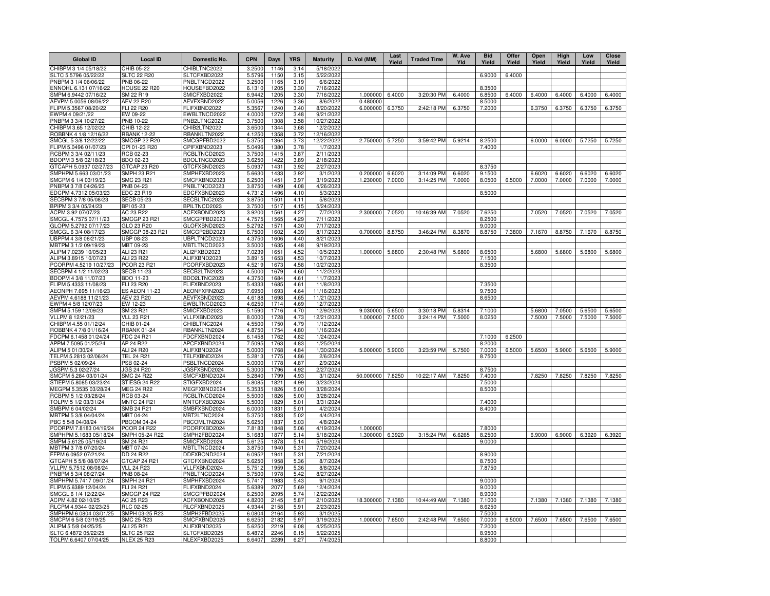| Global ID | Local ID | Domestic No. | CPN | Days | YRS | Maturity | D. Vol (MM) | Last Yield | Traded Time | W. Ave Yld | Bid Yield | Offer Yield | Open Yield | High Yield | Low Yield | Close Yield |
|---|---|---|---|---|---|---|---|---|---|---|---|---|---|---|---|---|
| CHIBPM 3 1/4 05/18/22 | CHIB 05-22 | CHIBLTNC2022 | 3.2500 | 1146 | 3.14 | 5/18/2022 | | | | | | | | | | |
| SLTC 5.5796 05/22/22 | SLTC 22 R20 | SLTCFXBD2022 | 5.5796 | 1150 | 3.15 | 5/22/2022 | | | | | 6.9000 | 6.4000 | | | | |
| PNBPM 3 1/4 06/06/22 | PNB 06-22 | PNBLTNCD2022 | 3.2500 | 1165 | 3.19 | 6/6/2022 | | | | | | | | | | |
| ENNOHL 6.131 07/16/22 | HOUSE 22 R20 | HOUSEFBD2022 | 6.1310 | 1205 | 3.30 | 7/16/2022 | | | | | 8.3500 | | | | | |
| SMPM 6.9442 07/16/22 | SM 22 R19 | SMICFXBD2022 | 6.9442 | 1205 | 3.30 | 7/16/2022 | 1.000000 | 6.4000 | 3:20:30 PM | 6.4000 | 6.8500 | 6.4000 | 6.4000 | 6.4000 | 6.4000 | 6.4000 |
| AEVPM 5.0056 08/06/22 | AEV 22 R20 | AEVFXBND2022 | 5.0056 | 1226 | 3.36 | 8/6/2022 | 0.480000 | | | | 8.5000 | | | | | |
| FLIPM 5.3567 08/20/22 | FLI 22 R20 | FLIFXBND2022 | 5.3567 | 1240 | 3.40 | 8/20/2022 | 6.000000 | 6.3750 | 2:42:18 PM | 6.3750 | 7.2000 | | 6.3750 | 6.3750 | 6.3750 | 6.3750 |
| EWPM 4 09/21/22 | EW 09-22 | EWBLTNCD2022 | 4.0000 | 1272 | 3.48 | 9/21/2022 | | | | | | | | | | |
| PNBPM 3 3/4 10/27/22 | PNB 10-22 | PNB2LTNC2022 | 3.7500 | 1308 | 3.58 | 10/27/2022 | | | | | | | | | | |
| CHIBPM 3.65 12/02/22 | CHIB 12-22 | CHIB2LTN2022 | 3.6500 | 1344 | 3.68 | 12/2/2022 | | | | | | | | | | |
| ROBBNK 4 1/8 12/16/22 | RBANK 12-22 | RBANKLTN2022 | 4.1250 | 1358 | 3.72 | 12/16/2022 | | | | | | | | | | |
| SMCGL 5 3/8 12/22/22 | SMCGP 22 R20 | SMCGPFBD2022 | 5.3750 | 1364 | 3.73 | 12/22/2022 | 2.750000 | 5.7250 | 3:59:42 PM | 5.9214 | 8.2500 | | 6.0000 | 6.0000 | 5.7250 | 5.7250 |
| FLIPM 5.0496 01/07/23 | CPI 01-23 R20 | CPIFXBND2023 | 5.0496 | 1380 | 3.78 | 1/7/2023 | | | | | 7.4000 | | | | | |
| RCBPM 3 3/4 02/11/23 | RCB 02-23 | RCBLTNCD2023 | 3.7500 | 1415 | 3.87 | 2/11/2023 | | | | | | | | | | |
| BDOPM 3 5/8 02/18/23 | BDO 02-23 | BDOLTNCD2023 | 3.6250 | 1422 | 3.89 | 2/18/2023 | | | | | | | | | | |
| GTCAPH 5.0937 02/27/23 | GTCAP 23 R20 | GTCFXBND2023 | 5.0937 | 1431 | 3.92 | 2/27/2023 | | | | | 8.3750 | | | | | |
| SMPHPM 5.663 03/01/23 | SMPH 23 R21 | SMPHFXBD2023 | 5.6630 | 1433 | 3.92 | 3/1/2023 | 0.200000 | 6.6020 | 3:14:09 PM | 6.6020 | 9.1500 | | 6.6020 | 6.6020 | 6.6020 | 6.6020 |
| SMCPM 6 1/4 03/19/23 | SMC 23 R21 | SMCFXBND2023 | 6.2500 | 1451 | 3.97 | 3/19/2023 | 1.230000 | 7.0000 | 3:14:25 PM | 7.0000 | 8.0500 | 6.5000 | 7.0000 | 7.0000 | 7.0000 | 7.0000 |
| PNBPM 3 7/8 04/26/23 | PNB 04-23 | PNBLTNCD2023 | 3.8750 | 1489 | 4.08 | 4/26/2023 | | | | | | | | | | |
| EDCPM 4.7312 05/03/23 | EDC 23 R19 | EDCFXBND2023 | 4.7312 | 1496 | 4.10 | 5/3/2023 | | | | | 8.5000 | | | | | |
| SECBPM 3 7/8 05/08/23 | SECB 05-23 | SECBLTNC2023 | 3.8750 | 1501 | 4.11 | 5/8/2023 | | | | | | | | | | |
| BPIPM 3 3/4 05/24/23 | BPI 05-23 | BPILTNCD2023 | 3.7500 | 1517 | 4.15 | 5/24/2023 | | | | | | | | | | |
| ACPM 3.92 07/07/23 | AC 23 R22 | ACFXBOND2023 | 3.9200 | 1561 | 4.27 | 7/7/2023 | 2.300000 | 7.0520 | 10:46:39 AM | 7.0520 | 7.6250 | | 7.0520 | 7.0520 | 7.0520 | 7.0520 |
| SMCGL 4.7575 07/11/23 | SMCGP 23 R21 | SMCGPFBD2023 | 4.7575 | 1565 | 4.29 | 7/11/2023 | | | | | 8.2500 | | | | | |
| GLOPM 5.2792 07/17/23 | GLO 23 R20 | GLOFXBND2023 | 5.2792 | 1571 | 4.30 | 7/17/2023 | | | | | 9.0000 | | | | | |
| SMCGL 6 3/4 08/17/23 | SMCGP 08-23 R21 | SMCGP2BD2023 | 6.7500 | 1602 | 4.39 | 8/17/2023 | 0.700000 | 8.8750 | 3:46:24 PM | 8.3870 | 8.8750 | 7.3800 | 7.1670 | 8.8750 | 7.1670 | 8.8750 |
| UBPPM 4 3/8 08/21/23 | UBP 08-23 | UBPLTNCD2023 | 4.3750 | 1606 | 4.40 | 8/21/2023 | | | | | | | | | | |
| MBTPM 3 1/2 09/19/23 | MBT 09-23 | MBTLTNCD2023 | 3.5000 | 1635 | 4.48 | 9/19/2023 | | | | | | | | | | |
| ALIPM 7.0239 10/05/23 | ALI 23 R21 | ALI2FXBD2023 | 7.0239 | 1651 | 4.52 | 10/5/2023 | 1.000000 | 5.6800 | 2:30:48 PM | 5.6800 | 8.6500 | | 5.6800 | 5.6800 | 5.6800 | 5.6800 |
| ALIPM 3.8915 10/07/23 | ALI 23 R22 | ALIFXBND2023 | 3.8915 | 1653 | 4.53 | 10/7/2023 | | | | | 7.1500 | | | | | |
| PCORPM 4.5219 10/27/23 | PCOR 23 R21 | PCORFXBD2023 | 4.5219 | 1673 | 4.58 | 10/27/2023 | | | | | 8.3500 | | | | | |
| SECBPM 4 1/2 11/02/23 | SECB 11-23 | SECB2LTN2023 | 4.5000 | 1679 | 4.60 | 11/2/2023 | | | | | | | | | | |
| BDOPM 4 3/8 11/07/23 | BDO 11-23 | BDO2LTNC2023 | 4.3750 | 1684 | 4.61 | 11/7/2023 | | | | | | | | | | |
| FLIPM 5.4333 11/08/23 | FLI 23 R20 | FLIFXBND2023 | 5.4333 | 1685 | 4.61 | 11/8/2023 | | | | | 7.3500 | | | | | |
| AEONPH 7.695 11/16/23 | ES AEON 11-23 | AEONFXRN2023 | 7.6950 | 1693 | 4.64 | 11/16/2023 | | | | | 9.7500 | | | | | |
| AEVPM 4.6188 11/21/23 | AEV 23 R20 | AEVFXBND2023 | 4.6188 | 1698 | 4.65 | 11/21/2023 | | | | | 8.6500 | | | | | |
| EWPM 4 5/8 12/07/23 | EW 12-23 | EWBLTNCD2023 | 4.6250 | 1714 | 4.69 | 12/7/2023 | | | | | | | | | | |
| SMPM 5.159 12/09/23 | SM 23 R21 | SMICFXBD2023 | 5.1590 | 1716 | 4.70 | 12/9/2023 | 9.030000 | 5.6500 | 3:30:18 PM | 5.8314 | 7.1000 | | 5.6800 | 7.0500 | 5.6500 | 5.6500 |
| VLLPM 8 12/21/23 | VLL 23 R21 | VLLFXBND2023 | 8.0000 | 1728 | 4.73 | 12/21/2023 | 1.000000 | 7.5000 | 3:24:14 PM | 7.5000 | 8.0250 | | 7.5000 | 7.5000 | 7.5000 | 7.5000 |
| CHIBPM 4.55 01/12/24 | CHIB 01-24 | CHIBLTNC2024 | 4.5500 | 1750 | 4.79 | 1/12/2024 | | | | | | | | | | |
| ROBBNK 4 7/8 01/16/24 | RBANK 01-24 | RBANKLTN2024 | 4.8750 | 1754 | 4.80 | 1/16/2024 | | | | | | | | | | |
| FDCPM 6.1458 01/24/24 | FDC 24 R21 | FDCFXBND2024 | 6.1458 | 1762 | 4.82 | 1/24/2024 | | | | | 7.1000 | 6.2500 | | | | |
| APPM 7.5095 01/25/24 | AP 24 R22 | APCFXBND2024 | 7.5095 | 1763 | 4.83 | 1/25/2024 | | | | | 8.2000 | | | | | |
| ALIPM 5 01/30/24 | ALI 24 R20 | ALIFXBND2024 | 5.0000 | 1768 | 4.84 | 1/30/2024 | 5.000000 | 5.9000 | 3:23:59 PM | 5.7500 | 7.0000 | 6.5000 | 5.6500 | 5.9000 | 5.6500 | 5.9000 |
| TELPM 5.2813 02/06/24 | TEL 24 R21 | TELFXBND2024 | 5.2813 | 1775 | 4.86 | 2/6/2024 | | | | | 8.7500 | | | | | |
| PSBPM 5 02/09/24 | PSB 02-24 | PSBLTNCD2024 | 5.0000 | 1778 | 4.87 | 2/9/2024 | | | | | | | | | | |
| JGSPM 5.3 02/27/24 | JGS 24 R20 | JGSFXBND2024 | 5.3000 | 1796 | 4.92 | 2/27/2024 | | | | | 8.7500 | | | | | |
| SMCPM 5.284 03/01/24 | SMC 24 R22 | SMCFXBND2024 | 5.2840 | 1799 | 4.93 | 3/1/2024 | 50.000000 | 7.8250 | 10:22:17 AM | 7.8250 | 7.4000 | | 7.8250 | 7.8250 | 7.8250 | 7.8250 |
| STIEPM 5.8085 03/23/24 | STIESG 24 R22 | STIGFXBD2024 | 5.8085 | 1821 | 4.99 | 3/23/2024 | | | | | 7.5000 | | | | | |
| MEGPM 5.3535 03/28/24 | MEG 24 R22 | MEGFXBND2024 | 5.3535 | 1826 | 5.00 | 3/28/2024 | | | | | 8.5000 | | | | | |
| RCBPM 5 1/2 03/28/24 | RCB 03-24 | RCBLTNCD2024 | 5.5000 | 1826 | 5.00 | 3/28/2024 | | | | | | | | | | |
| TOLPM 5 1/2 03/31/24 | MNTC 24 R21 | MNTCFXBD2024 | 5.5000 | 1829 | 5.01 | 3/31/2024 | | | | | 7.4000 | | | | | |
| SMBPM 6 04/02/24 | SMB 24 R21 | SMBFXBND2024 | 6.0000 | 1831 | 5.01 | 4/2/2024 | | | | | 8.4000 | | | | | |
| MBTPM 5 3/8 04/04/24 | MBT 04-24 | MBT2LTNC2024 | 5.3750 | 1833 | 5.02 | 4/4/2024 | | | | | | | | | | |
| PBC 5 5/8 04/08/24 | PBCOM 04-24 | PBCOMLTN2024 | 5.6250 | 1837 | 5.03 | 4/8/2024 | | | | | | | | | | |
| PCORPM 7.8183 04/19/24 | PCOR 24 R22 | PCORFXBD2024 | 7.8183 | 1848 | 5.06 | 4/19/2024 | 1.000000 | | | | 7.8000 | | | | | |
| SMPHPM 5.1683 05/18/24 | SMPH 05-24 R22 | SMPH2FBD2024 | 5.1683 | 1877 | 5.14 | 5/18/2024 | 1.300000 | 6.3920 | 3:15:24 PM | 6.6265 | 8.2500 | | 6.9000 | 6.9000 | 6.3920 | 6.3920 |
| SMPM 5.6125 05/19/24 | SM 24 R21 | SMICFXBD2024 | 5.6125 | 1878 | 5.14 | 5/19/2024 | | | | | 9.0000 | | | | | |
| MBTPM 3 7/8 07/20/24 | MBT 07-24 | MBTLTNCD2024 | 3.8750 | 1940 | 5.31 | 7/20/2024 | | | | | | | | | | |
| FFPM 6.0952 07/21/24 | DD 24 R22 | DDFXBOND2024 | 6.0952 | 1941 | 5.31 | 7/21/2024 | | | | | 8.9000 | | | | | |
| GTCAPH 5 5/8 08/07/24 | GTCAP 24 R21 | GTCFXBND2024 | 5.6250 | 1958 | 5.36 | 8/7/2024 | | | | | 8.7500 | | | | | |
| VLLPM 5.7512 08/08/24 | VLL 24 R23 | VLLFXBND2024 | 5.7512 | 1959 | 5.36 | 8/8/2024 | | | | | 7.8750 | | | | | |
| PNBPM 5 3/4 08/27/24 | PNB 08-24 | PNBLTNCD2024 | 5.7500 | 1978 | 5.42 | 8/27/2024 | | | | | | | | | | |
| SMPHPM 5.7417 09/01/24 | SMPH 24 R21 | SMPHFXBD2024 | 5.7417 | 1983 | 5.43 | 9/1/2024 | | | | | 9.0000 | | | | | |
| FLIPM 5.6389 12/04/24 | FLI 24 R21 | FLIFXBND2024 | 5.6389 | 2077 | 5.69 | 12/4/2024 | | | | | 9.0000 | | | | | |
| SMCGL 6 1/4 12/22/24 | SMCGP 24 R22 | SMCGPFBD2024 | 6.2500 | 2095 | 5.74 | 12/22/2024 | | | | | 8.9000 | | | | | |
| ACPM 4.82 02/10/25 | AC 25 R23 | ACFXBOND2025 | 4.8200 | 2145 | 5.87 | 2/10/2025 | 18.300000 | 7.1380 | 10:44:49 AM | 7.1380 | 7.1000 | | 7.1380 | 7.1380 | 7.1380 | 7.1380 |
| RLCPM 4.9344 02/23/25 | RLC 02-25 | RLCFXBND2025 | 4.9344 | 2158 | 5.91 | 2/23/2025 | | | | | 8.6250 | | | | | |
| SMPHPM 6.0804 03/01/25 | SMPH 03-25 R23 | SMPH2FBD2025 | 6.0804 | 2164 | 5.93 | 3/1/2025 | | | | | 7.5000 | | | | | |
| SMCPM 6 5/8 03/19/25 | SMC 25 R23 | SMCFXBND2025 | 6.6250 | 2182 | 5.97 | 3/19/2025 | 1.000000 | 7.6500 | 2:42:48 PM | 7.6500 | 7.0000 | 6.5000 | 7.6500 | 7.6500 | 7.6500 | 7.6500 |
| ALIPM 5 5/8 04/25/25 | ALI 25 R21 | ALIFXBND2025 | 5.6250 | 2219 | 6.08 | 4/25/2025 | | | | | 7.2000 | | | | | |
| SLTC 6.4872 05/22/25 | SLTC 25 R22 | SLTCFXBD2025 | 6.4872 | 2246 | 6.15 | 5/22/2025 | | | | | 8.9500 | | | | | |
| TOLPM 6.6407 07/04/25 | NLEX 25 R23 | NLEXFXBD2025 | 6.6407 | 2289 | 6.27 | 7/4/2025 | | | | | 8.8000 | | | | | |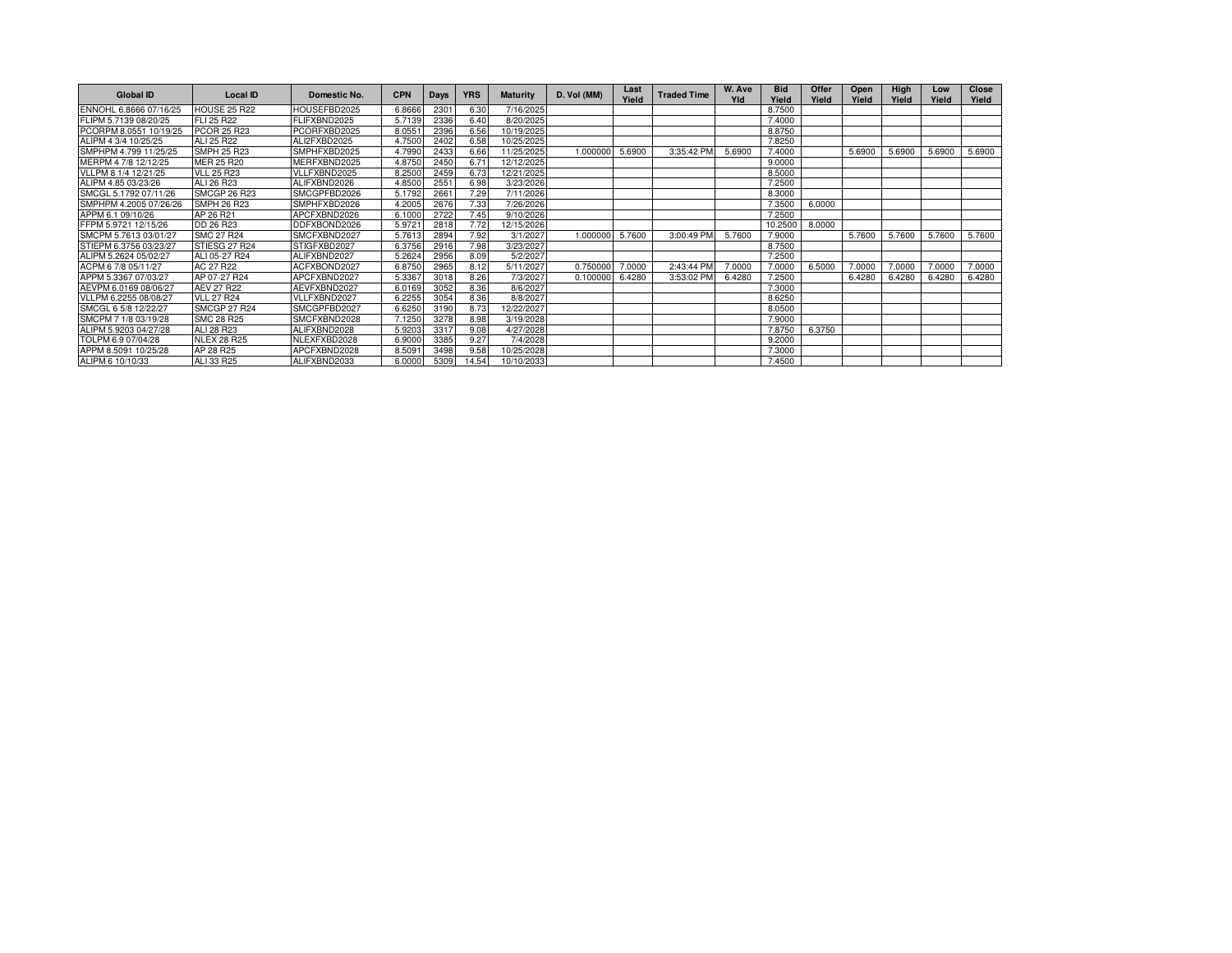| Global ID | Local ID | Domestic No. | CPN | Days | YRS | Maturity | D. Vol (MM) | Last Yield | Traded Time | W. Ave Yld | Bid Yield | Offer Yield | Open Yield | High Yield | Low Yield | Close Yield |
|---|---|---|---|---|---|---|---|---|---|---|---|---|---|---|---|---|
| ENNOHL 6.8666 07/16/25 | HOUSE 25 R22 | HOUSEFBD2025 | 6.8666 | 2301 | 6.30 | 7/16/2025 | | | | | 8.7500 | | | | | |
| FLIPM 5.7139 08/20/25 | FLI 25 R22 | FLIFXBND2025 | 5.7139 | 2336 | 6.40 | 8/20/2025 | | | | | 7.4000 | | | | | |
| PCORPM 8.0551 10/19/25 | PCOR 25 R23 | PCORFXBD2025 | 8.0551 | 2396 | 6.56 | 10/19/2025 | | | | | 8.8750 | | | | | |
| ALIPM 4 3/4 10/25/25 | ALI 25 R22 | ALI2FXBD2025 | 4.7500 | 2402 | 6.58 | 10/25/2025 | | | | | 7.8250 | | | | | |
| SMPHPM 4.799 11/25/25 | SMPH 25 R23 | SMPHFXBD2025 | 4.7990 | 2433 | 6.66 | 11/25/2025 | 1.000000 | 5.6900 | 3:35:42 PM | 5.6900 | 7.4000 | | 5.6900 | 5.6900 | 5.6900 | 5.6900 |
| MERPM 4 7/8 12/12/25 | MER 25 R20 | MERFXBND2025 | 4.8750 | 2450 | 6.71 | 12/12/2025 | | | | | 9.0000 | | | | | |
| VLLPM 8 1/4 12/21/25 | VLL 25 R23 | VLLFXBND2025 | 8.2500 | 2459 | 6.73 | 12/21/2025 | | | | | 8.5000 | | | | | |
| ALIPM 4.85 03/23/26 | ALI 26 R23 | ALIFXBND2026 | 4.8500 | 2551 | 6.98 | 3/23/2026 | | | | | 7.2500 | | | | | |
| SMCGL 5.1792 07/11/26 | SMCGP 26 R23 | SMCGPFBD2026 | 5.1792 | 2661 | 7.29 | 7/11/2026 | | | | | 8.3000 | | | | | |
| SMPHPM 4.2005 07/26/26 | SMPH 26 R23 | SMPHFXBD2026 | 4.2005 | 2676 | 7.33 | 7/26/2026 | | | | | 7.3500 | 6.0000 | | | | |
| APPM 6.1 09/10/26 | AP 26 R21 | APCFXBND2026 | 6.1000 | 2722 | 7.45 | 9/10/2026 | | | | | 7.2500 | | | | | |
| FFPM 5.9721 12/15/26 | DD 26 R23 | DDFXBOND2026 | 5.9721 | 2818 | 7.72 | 12/15/2026 | | | | | 10.2500 | 8.0000 | | | | |
| SMCPM 5.7613 03/01/27 | SMC 27 R24 | SMCFXBND2027 | 5.7613 | 2894 | 7.92 | 3/1/2027 | 1.000000 | 5.7600 | 3:00:49 PM | 5.7600 | 7.9000 | | 5.7600 | 5.7600 | 5.7600 | 5.7600 |
| STIEPM 6.3756 03/23/27 | STIESG 27 R24 | STIGFXBD2027 | 6.3756 | 2916 | 7.98 | 3/23/2027 | | | | | 8.7500 | | | | | |
| ALIPM 5.2624 05/02/27 | ALI 05-27 R24 | ALIFXBND2027 | 5.2624 | 2956 | 8.09 | 5/2/2027 | | | | | 7.2500 | | | | | |
| ACPM 6 7/8 05/11/27 | AC 27 R22 | ACFXBOND2027 | 6.8750 | 2965 | 8.12 | 5/11/2027 | 0.750000 | 7.0000 | 2:43:44 PM | 7.0000 | 7.0000 | 6.5000 | 7.0000 | 7.0000 | 7.0000 | 7.0000 |
| APPM 5.3367 07/03/27 | AP 07-27 R24 | APCFXBND2027 | 5.3367 | 3018 | 8.26 | 7/3/2027 | 0.100000 | 6.4280 | 3:53:02 PM | 6.4280 | 7.2500 | | 6.4280 | 6.4280 | 6.4280 | 6.4280 |
| AEVPM 6.0169 08/06/27 | AEV 27 R22 | AEVFXBND2027 | 6.0169 | 3052 | 8.36 | 8/6/2027 | | | | | 7.3000 | | | | | |
| VLLPM 6.2255 08/08/27 | VLL 27 R24 | VLLFXBND2027 | 6.2255 | 3054 | 8.36 | 8/8/2027 | | | | | 8.6250 | | | | | |
| SMCGL 6 5/8 12/22/27 | SMCGP 27 R24 | SMCGPFBD2027 | 6.6250 | 3190 | 8.73 | 12/22/2027 | | | | | 8.0500 | | | | | |
| SMCPM 7 1/8 03/19/28 | SMC 28 R25 | SMCFXBND2028 | 7.1250 | 3278 | 8.98 | 3/19/2028 | | | | | 7.9000 | | | | | |
| ALIPM 5.9203 04/27/28 | ALI 28 R23 | ALIFXBND2028 | 5.9203 | 3317 | 9.08 | 4/27/2028 | | | | | 7.8750 | 6.3750 | | | | |
| TOLPM 6.9 07/04/28 | NLEX 28 R25 | NLEXFXBD2028 | 6.9000 | 3385 | 9.27 | 7/4/2028 | | | | | 9.2000 | | | | | |
| APPM 8.5091 10/25/28 | AP 28 R25 | APCFXBND2028 | 8.5091 | 3498 | 9.58 | 10/25/2028 | | | | | 7.3000 | | | | | |
| ALIPM 6 10/10/33 | ALI 33 R25 | ALIFXBND2033 | 6.0000 | 5309 | 14.54 | 10/10/2033 | | | | | 7.4500 | | | | | |